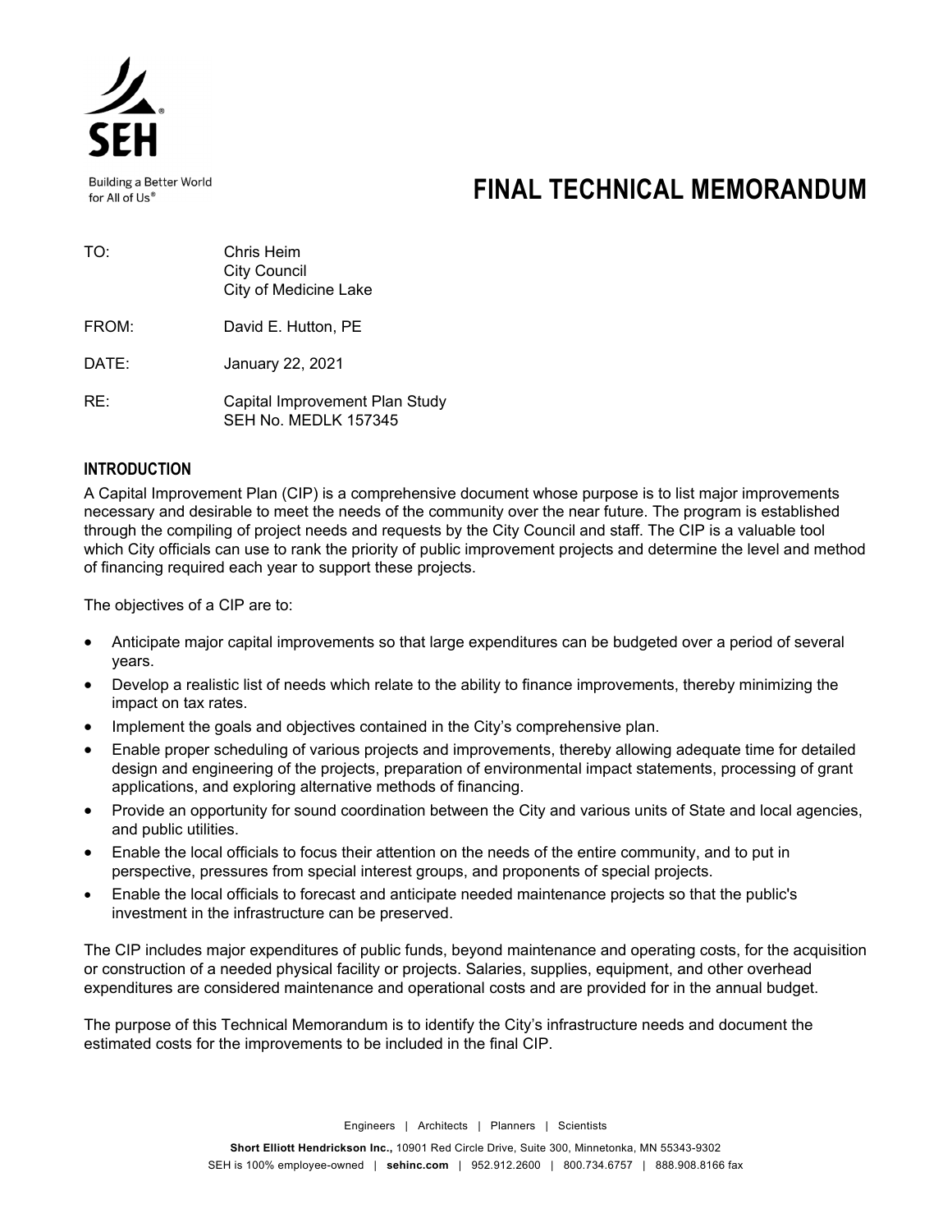# FINAL TECHNICAL MEMORANDUM

TO: Chris Heim
City Council
City of Medicine Lake

FROM: David E. Hutton, PE

DATE: January 22, 2021

RE: Capital Improvement Plan Study
SEH No. MEDLK 157345

## INTRODUCTION

A Capital Improvement Plan (CIP) is a comprehensive document whose purpose is to list major improvements necessary and desirable to meet the needs of the community over the near future. The program is established through the compiling of project needs and requests by the City Council and staff. The CIP is a valuable tool which City officials can use to rank the priority of public improvement projects and determine the level and method of financing required each year to support these projects.

The objectives of a CIP are to:

- Anticipate major capital improvements so that large expenditures can be budgeted over a period of several years.
- Develop a realistic list of needs which relate to the ability to finance improvements, thereby minimizing the impact on tax rates.
- Implement the goals and objectives contained in the City's comprehensive plan.
- Enable proper scheduling of various projects and improvements, thereby allowing adequate time for detailed design and engineering of the projects, preparation of environmental impact statements, processing of grant applications, and exploring alternative methods of financing.
- Provide an opportunity for sound coordination between the City and various units of State and local agencies, and public utilities.
- Enable the local officials to focus their attention on the needs of the entire community, and to put in perspective, pressures from special interest groups, and proponents of special projects.
- Enable the local officials to forecast and anticipate needed maintenance projects so that the public's investment in the infrastructure can be preserved.

The CIP includes major expenditures of public funds, beyond maintenance and operating costs, for the acquisition or construction of a needed physical facility or projects. Salaries, supplies, equipment, and other overhead expenditures are considered maintenance and operational costs and are provided for in the annual budget.

The purpose of this Technical Memorandum is to identify the City's infrastructure needs and document the estimated costs for the improvements to be included in the final CIP.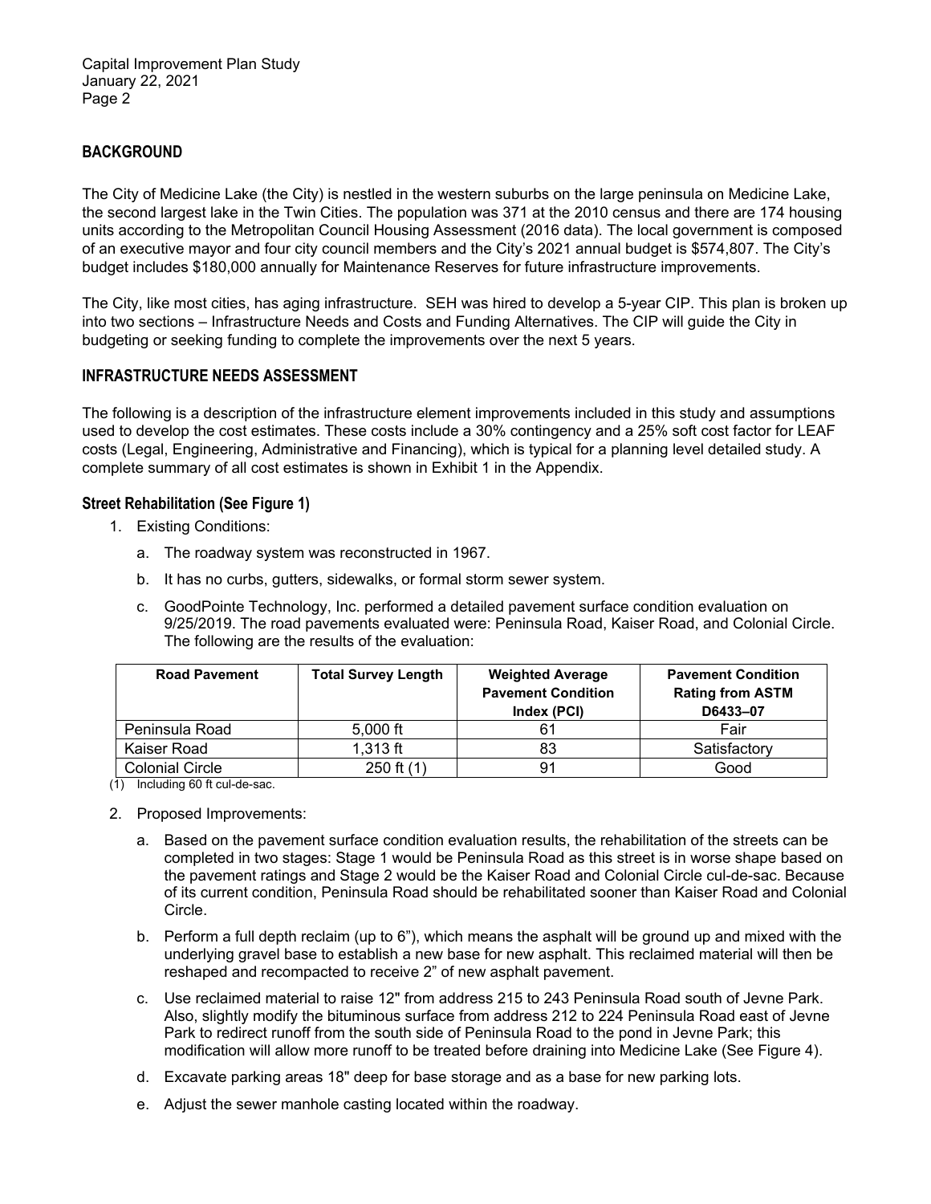## BACKGROUND

The City of Medicine Lake (the City) is nestled in the western suburbs on the large peninsula on Medicine Lake, the second largest lake in the Twin Cities. The population was 371 at the 2010 census and there are 174 housing units according to the Metropolitan Council Housing Assessment (2016 data). The local government is composed of an executive mayor and four city council members and the City's 2021 annual budget is $574,807. The City's budget includes $180,000 annually for Maintenance Reserves for future infrastructure improvements.

The City, like most cities, has aging infrastructure. SEH was hired to develop a 5-year CIP. This plan is broken up into two sections – Infrastructure Needs and Costs and Funding Alternatives. The CIP will guide the City in budgeting or seeking funding to complete the improvements over the next 5 years.

## INFRASTRUCTURE NEEDS ASSESSMENT

The following is a description of the infrastructure element improvements included in this study and assumptions used to develop the cost estimates. These costs include a 30% contingency and a 25% soft cost factor for LEAF costs (Legal, Engineering, Administrative and Financing), which is typical for a planning level detailed study. A complete summary of all cost estimates is shown in Exhibit 1 in the Appendix.

### Street Rehabilitation (See Figure 1)

1. Existing Conditions:
   a. The roadway system was reconstructed in 1967.
   b. It has no curbs, gutters, sidewalks, or formal storm sewer system.
   c. GoodPointe Technology, Inc. performed a detailed pavement surface condition evaluation on 9/25/2019. The road pavements evaluated were: Peninsula Road, Kaiser Road, and Colonial Circle. The following are the results of the evaluation:

| Road Pavement | Total Survey Length | Weighted Average Pavement Condition Index (PCI) | Pavement Condition Rating from ASTM D6433–07 |
|---|---|---|---|
| Peninsula Road | 5,000 ft | 61 | Fair |
| Kaiser Road | 1,313 ft | 83 | Satisfactory |
| Colonial Circle | 250 ft (1) | 91 | Good |

(1) Including 60 ft cul-de-sac.

2. Proposed Improvements:
   a. Based on the pavement surface condition evaluation results, the rehabilitation of the streets can be completed in two stages: Stage 1 would be Peninsula Road as this street is in worse shape based on the pavement ratings and Stage 2 would be the Kaiser Road and Colonial Circle cul-de-sac. Because of its current condition, Peninsula Road should be rehabilitated sooner than Kaiser Road and Colonial Circle.
   b. Perform a full depth reclaim (up to 6"), which means the asphalt will be ground up and mixed with the underlying gravel base to establish a new base for new asphalt. This reclaimed material will then be reshaped and recompacted to receive 2" of new asphalt pavement.
   c. Use reclaimed material to raise 12" from address 215 to 243 Peninsula Road south of Jevne Park. Also, slightly modify the bituminous surface from address 212 to 224 Peninsula Road east of Jevne Park to redirect runoff from the south side of Peninsula Road to the pond in Jevne Park; this modification will allow more runoff to be treated before draining into Medicine Lake (See Figure 4).
   d. Excavate parking areas 18" deep for base storage and as a base for new parking lots.
   e. Adjust the sewer manhole casting located within the roadway.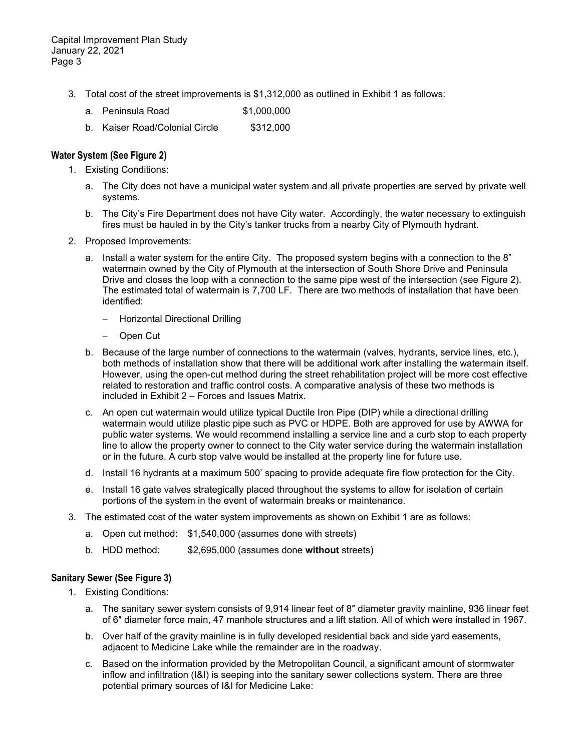3. Total cost of the street improvements is $1,312,000 as outlined in Exhibit 1 as follows:
   a. Peninsula Road $1,000,000
   b. Kaiser Road/Colonial Circle $312,000

### Water System (See Figure 2)

1. Existing Conditions:
   a. The City does not have a municipal water system and all private properties are served by private well systems.
   b. The City's Fire Department does not have City water. Accordingly, the water necessary to extinguish fires must be hauled in by the City's tanker trucks from a nearby City of Plymouth hydrant.
2. Proposed Improvements:
   a. Install a water system for the entire City. The proposed system begins with a connection to the 8" watermain owned by the City of Plymouth at the intersection of South Shore Drive and Peninsula Drive and closes the loop with a connection to the same pipe west of the intersection (see Figure 2). The estimated total of watermain is 7,700 LF. There are two methods of installation that have been identified:
      - Horizontal Directional Drilling
      - Open Cut
   b. Because of the large number of connections to the watermain (valves, hydrants, service lines, etc.), both methods of installation show that there will be additional work after installing the watermain itself. However, using the open-cut method during the street rehabilitation project will be more cost effective related to restoration and traffic control costs. A comparative analysis of these two methods is included in Exhibit 2 – Forces and Issues Matrix.
   c. An open cut watermain would utilize typical Ductile Iron Pipe (DIP) while a directional drilling watermain would utilize plastic pipe such as PVC or HDPE. Both are approved for use by AWWA for public water systems. We would recommend installing a service line and a curb stop to each property line to allow the property owner to connect to the City water service during the watermain installation or in the future. A curb stop valve would be installed at the property line for future use.
   d. Install 16 hydrants at a maximum 500' spacing to provide adequate fire flow protection for the City.
   e. Install 16 gate valves strategically placed throughout the systems to allow for isolation of certain portions of the system in the event of watermain breaks or maintenance.
3. The estimated cost of the water system improvements as shown on Exhibit 1 are as follows:
   a. Open cut method: $1,540,000 (assumes done with streets)
   b. HDD method: $2,695,000 (assumes done **without** streets)

### Sanitary Sewer (See Figure 3)

1. Existing Conditions:
   a. The sanitary sewer system consists of 9,914 linear feet of 8″ diameter gravity mainline, 936 linear feet of 6″ diameter force main, 47 manhole structures and a lift station. All of which were installed in 1967.
   b. Over half of the gravity mainline is in fully developed residential back and side yard easements, adjacent to Medicine Lake while the remainder are in the roadway.
   c. Based on the information provided by the Metropolitan Council, a significant amount of stormwater inflow and infiltration (I&I) is seeping into the sanitary sewer collections system. There are three potential primary sources of I&I for Medicine Lake: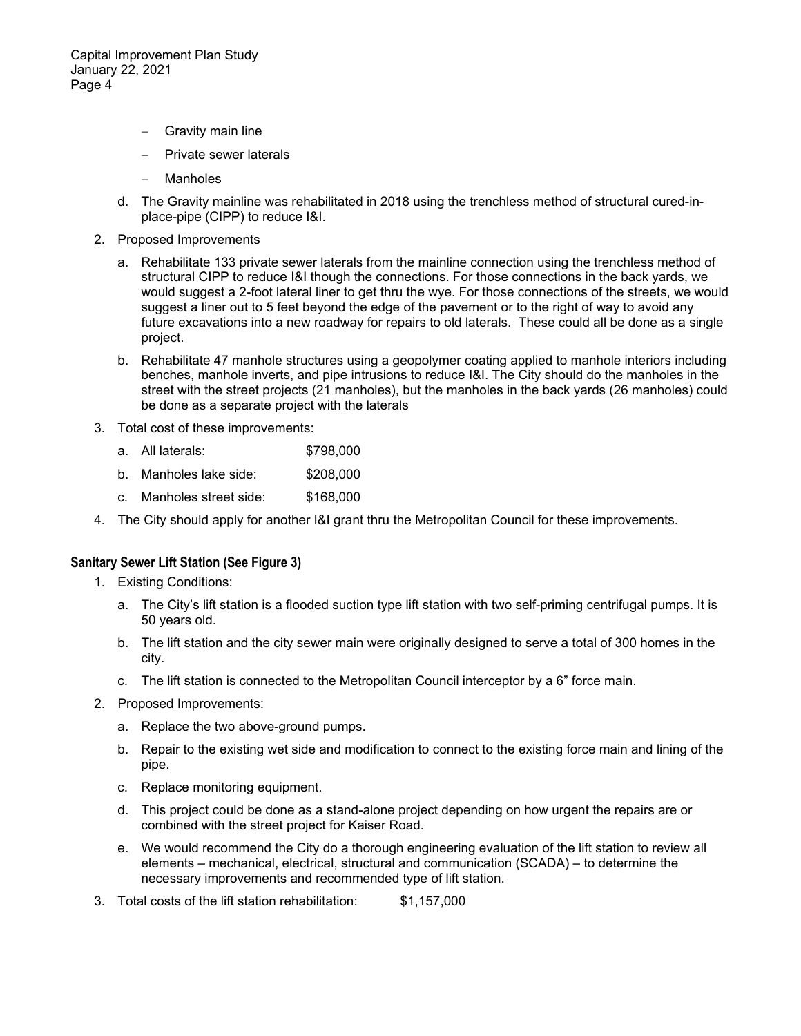- Gravity main line
- Private sewer laterals
- Manholes

d. The Gravity mainline was rehabilitated in 2018 using the trenchless method of structural cured-in-place-pipe (CIPP) to reduce I&I.

2. Proposed Improvements

   a. Rehabilitate 133 private sewer laterals from the mainline connection using the trenchless method of structural CIPP to reduce I&I though the connections. For those connections in the back yards, we would suggest a 2-foot lateral liner to get thru the wye. For those connections of the streets, we would suggest a liner out to 5 feet beyond the edge of the pavement or to the right of way to avoid any future excavations into a new roadway for repairs to old laterals. These could all be done as a single project.

   b. Rehabilitate 47 manhole structures using a geopolymer coating applied to manhole interiors including benches, manhole inverts, and pipe intrusions to reduce I&I. The City should do the manholes in the street with the street projects (21 manholes), but the manholes in the back yards (26 manholes) could be done as a separate project with the laterals

3. Total cost of these improvements:

   a. All laterals: $798,000

   b. Manholes lake side: $208,000

   c. Manholes street side: $168,000

4. The City should apply for another I&I grant thru the Metropolitan Council for these improvements.

### Sanitary Sewer Lift Station (See Figure 3)

1. Existing Conditions:

   a. The City's lift station is a flooded suction type lift station with two self-priming centrifugal pumps. It is 50 years old.

   b. The lift station and the city sewer main were originally designed to serve a total of 300 homes in the city.

   c. The lift station is connected to the Metropolitan Council interceptor by a 6" force main.

2. Proposed Improvements:

   a. Replace the two above-ground pumps.

   b. Repair to the existing wet side and modification to connect to the existing force main and lining of the pipe.

   c. Replace monitoring equipment.

   d. This project could be done as a stand-alone project depending on how urgent the repairs are or combined with the street project for Kaiser Road.

   e. We would recommend the City do a thorough engineering evaluation of the lift station to review all elements – mechanical, electrical, structural and communication (SCADA) – to determine the necessary improvements and recommended type of lift station.

3. Total costs of the lift station rehabilitation: $1,157,000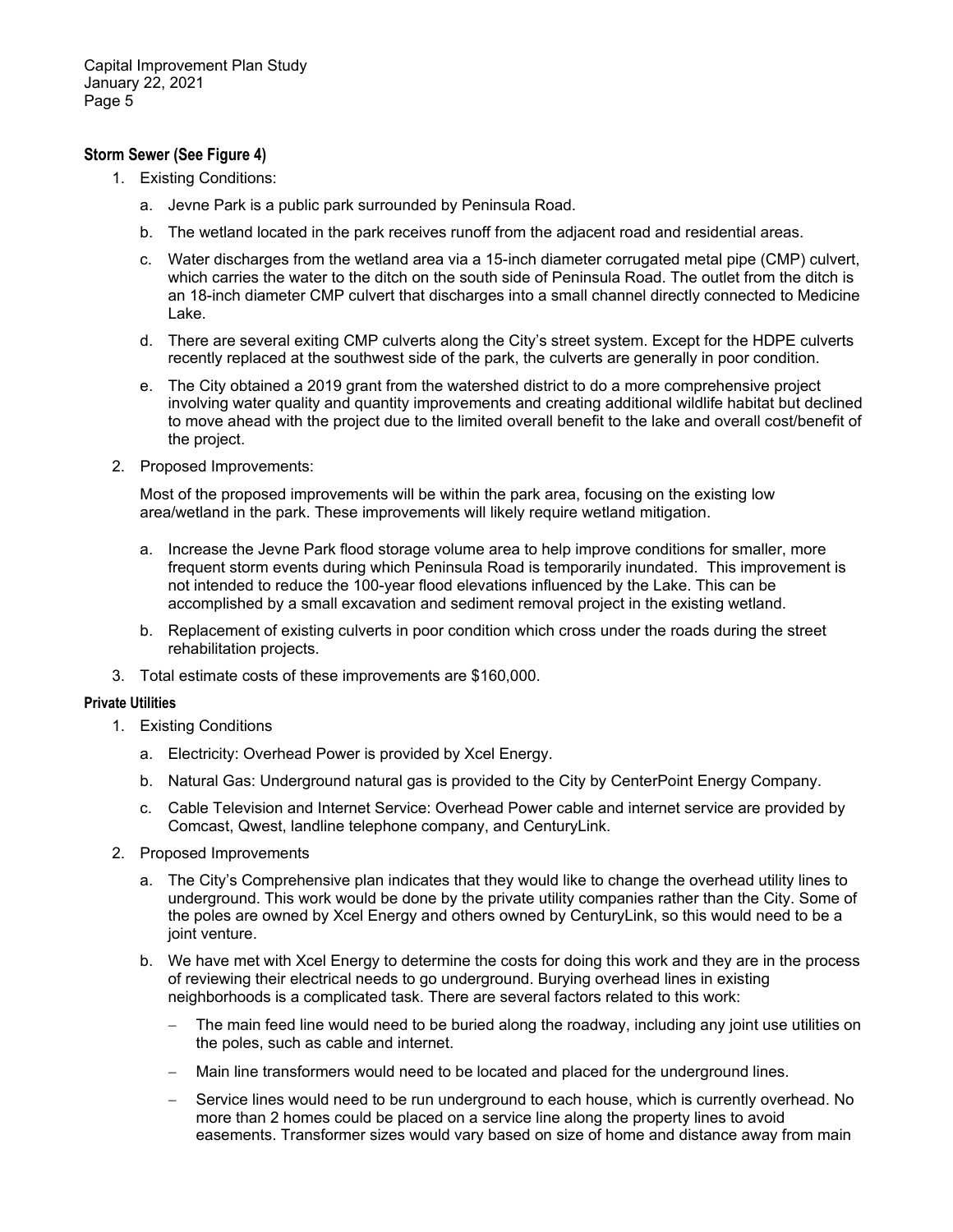**Storm Sewer (See Figure 4)**

1. Existing Conditions:
   a. Jevne Park is a public park surrounded by Peninsula Road.
   b. The wetland located in the park receives runoff from the adjacent road and residential areas.
   c. Water discharges from the wetland area via a 15-inch diameter corrugated metal pipe (CMP) culvert, which carries the water to the ditch on the south side of Peninsula Road. The outlet from the ditch is an 18-inch diameter CMP culvert that discharges into a small channel directly connected to Medicine Lake.
   d. There are several exiting CMP culverts along the City's street system. Except for the HDPE culverts recently replaced at the southwest side of the park, the culverts are generally in poor condition.
   e. The City obtained a 2019 grant from the watershed district to do a more comprehensive project involving water quality and quantity improvements and creating additional wildlife habitat but declined to move ahead with the project due to the limited overall benefit to the lake and overall cost/benefit of the project.
2. Proposed Improvements:

   Most of the proposed improvements will be within the park area, focusing on the existing low area/wetland in the park. These improvements will likely require wetland mitigation.

   a. Increase the Jevne Park flood storage volume area to help improve conditions for smaller, more frequent storm events during which Peninsula Road is temporarily inundated. This improvement is not intended to reduce the 100-year flood elevations influenced by the Lake. This can be accomplished by a small excavation and sediment removal project in the existing wetland.
   b. Replacement of existing culverts in poor condition which cross under the roads during the street rehabilitation projects.
3. Total estimate costs of these improvements are $160,000.

**Private Utilities**

1. Existing Conditions
   a. Electricity: Overhead Power is provided by Xcel Energy.
   b. Natural Gas: Underground natural gas is provided to the City by CenterPoint Energy Company.
   c. Cable Television and Internet Service: Overhead Power cable and internet service are provided by Comcast, Qwest, landline telephone company, and CenturyLink.
2. Proposed Improvements
   a. The City's Comprehensive plan indicates that they would like to change the overhead utility lines to underground. This work would be done by the private utility companies rather than the City. Some of the poles are owned by Xcel Energy and others owned by CenturyLink, so this would need to be a joint venture.
   b. We have met with Xcel Energy to determine the costs for doing this work and they are in the process of reviewing their electrical needs to go underground. Burying overhead lines in existing neighborhoods is a complicated task. There are several factors related to this work:
      - The main feed line would need to be buried along the roadway, including any joint use utilities on the poles, such as cable and internet.
      - Main line transformers would need to be located and placed for the underground lines.
      - Service lines would need to be run underground to each house, which is currently overhead. No more than 2 homes could be placed on a service line along the property lines to avoid easements. Transformer sizes would vary based on size of home and distance away from main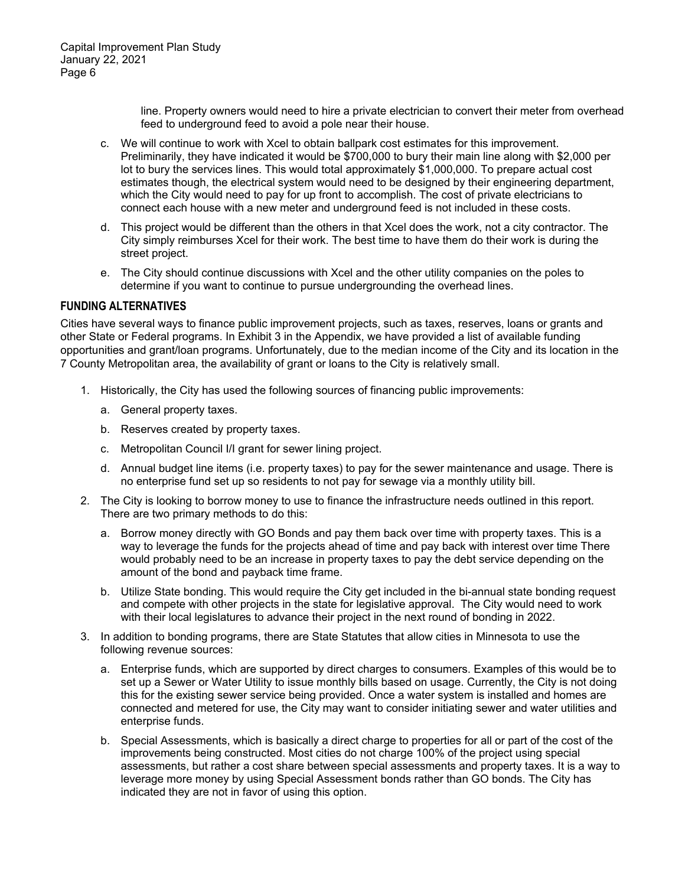line. Property owners would need to hire a private electrician to convert their meter from overhead feed to underground feed to avoid a pole near their house.

c. We will continue to work with Xcel to obtain ballpark cost estimates for this improvement. Preliminarily, they have indicated it would be $700,000 to bury their main line along with $2,000 per lot to bury the services lines. This would total approximately $1,000,000. To prepare actual cost estimates though, the electrical system would need to be designed by their engineering department, which the City would need to pay for up front to accomplish. The cost of private electricians to connect each house with a new meter and underground feed is not included in these costs.

d. This project would be different than the others in that Xcel does the work, not a city contractor. The City simply reimburses Xcel for their work. The best time to have them do their work is during the street project.

e. The City should continue discussions with Xcel and the other utility companies on the poles to determine if you want to continue to pursue undergrounding the overhead lines.

## FUNDING ALTERNATIVES

Cities have several ways to finance public improvement projects, such as taxes, reserves, loans or grants and other State or Federal programs. In Exhibit 3 in the Appendix, we have provided a list of available funding opportunities and grant/loan programs. Unfortunately, due to the median income of the City and its location in the 7 County Metropolitan area, the availability of grant or loans to the City is relatively small.

1. Historically, the City has used the following sources of financing public improvements:
   a. General property taxes.
   b. Reserves created by property taxes.
   c. Metropolitan Council I/I grant for sewer lining project.
   d. Annual budget line items (i.e. property taxes) to pay for the sewer maintenance and usage. There is no enterprise fund set up so residents to not pay for sewage via a monthly utility bill.

2. The City is looking to borrow money to use to finance the infrastructure needs outlined in this report. There are two primary methods to do this:
   a. Borrow money directly with GO Bonds and pay them back over time with property taxes. This is a way to leverage the funds for the projects ahead of time and pay back with interest over time There would probably need to be an increase in property taxes to pay the debt service depending on the amount of the bond and payback time frame.
   b. Utilize State bonding. This would require the City get included in the bi-annual state bonding request and compete with other projects in the state for legislative approval. The City would need to work with their local legislatures to advance their project in the next round of bonding in 2022.

3. In addition to bonding programs, there are State Statutes that allow cities in Minnesota to use the following revenue sources:
   a. Enterprise funds, which are supported by direct charges to consumers. Examples of this would be to set up a Sewer or Water Utility to issue monthly bills based on usage. Currently, the City is not doing this for the existing sewer service being provided. Once a water system is installed and homes are connected and metered for use, the City may want to consider initiating sewer and water utilities and enterprise funds.
   b. Special Assessments, which is basically a direct charge to properties for all or part of the cost of the improvements being constructed. Most cities do not charge 100% of the project using special assessments, but rather a cost share between special assessments and property taxes. It is a way to leverage more money by using Special Assessment bonds rather than GO bonds. The City has indicated they are not in favor of using this option.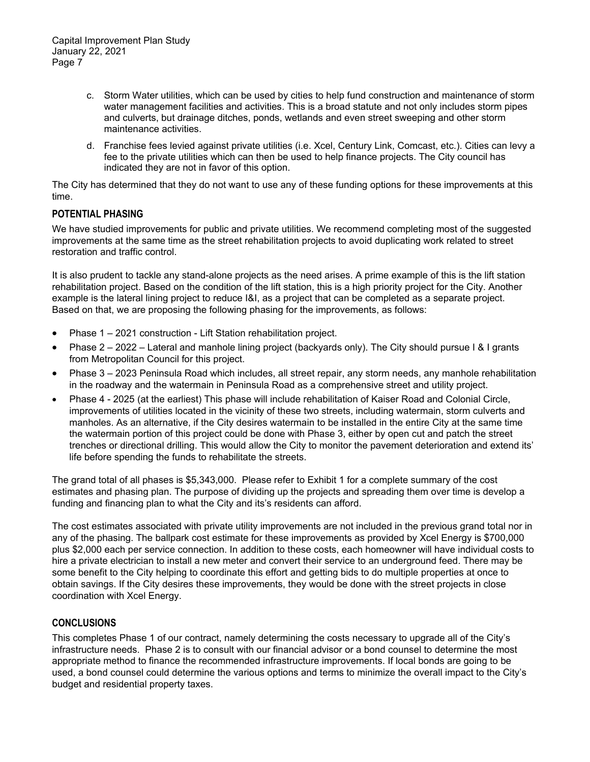c. Storm Water utilities, which can be used by cities to help fund construction and maintenance of storm water management facilities and activities. This is a broad statute and not only includes storm pipes and culverts, but drainage ditches, ponds, wetlands and even street sweeping and other storm maintenance activities.

d. Franchise fees levied against private utilities (i.e. Xcel, Century Link, Comcast, etc.). Cities can levy a fee to the private utilities which can then be used to help finance projects. The City council has indicated they are not in favor of this option.

The City has determined that they do not want to use any of these funding options for these improvements at this time.

## POTENTIAL PHASING

We have studied improvements for public and private utilities. We recommend completing most of the suggested improvements at the same time as the street rehabilitation projects to avoid duplicating work related to street restoration and traffic control.

It is also prudent to tackle any stand-alone projects as the need arises. A prime example of this is the lift station rehabilitation project. Based on the condition of the lift station, this is a high priority project for the City. Another example is the lateral lining project to reduce I&I, as a project that can be completed as a separate project. Based on that, we are proposing the following phasing for the improvements, as follows:

- Phase 1 – 2021 construction - Lift Station rehabilitation project.
- Phase 2 – 2022 – Lateral and manhole lining project (backyards only). The City should pursue I & I grants from Metropolitan Council for this project.
- Phase 3 – 2023 Peninsula Road which includes, all street repair, any storm needs, any manhole rehabilitation in the roadway and the watermain in Peninsula Road as a comprehensive street and utility project.
- Phase 4 - 2025 (at the earliest) This phase will include rehabilitation of Kaiser Road and Colonial Circle, improvements of utilities located in the vicinity of these two streets, including watermain, storm culverts and manholes. As an alternative, if the City desires watermain to be installed in the entire City at the same time the watermain portion of this project could be done with Phase 3, either by open cut and patch the street trenches or directional drilling. This would allow the City to monitor the pavement deterioration and extend its' life before spending the funds to rehabilitate the streets.

The grand total of all phases is $5,343,000. Please refer to Exhibit 1 for a complete summary of the cost estimates and phasing plan. The purpose of dividing up the projects and spreading them over time is develop a funding and financing plan to what the City and its's residents can afford.

The cost estimates associated with private utility improvements are not included in the previous grand total nor in any of the phasing. The ballpark cost estimate for these improvements as provided by Xcel Energy is $700,000 plus $2,000 each per service connection. In addition to these costs, each homeowner will have individual costs to hire a private electrician to install a new meter and convert their service to an underground feed. There may be some benefit to the City helping to coordinate this effort and getting bids to do multiple properties at once to obtain savings. If the City desires these improvements, they would be done with the street projects in close coordination with Xcel Energy.

## CONCLUSIONS

This completes Phase 1 of our contract, namely determining the costs necessary to upgrade all of the City's infrastructure needs. Phase 2 is to consult with our financial advisor or a bond counsel to determine the most appropriate method to finance the recommended infrastructure improvements. If local bonds are going to be used, a bond counsel could determine the various options and terms to minimize the overall impact to the City's budget and residential property taxes.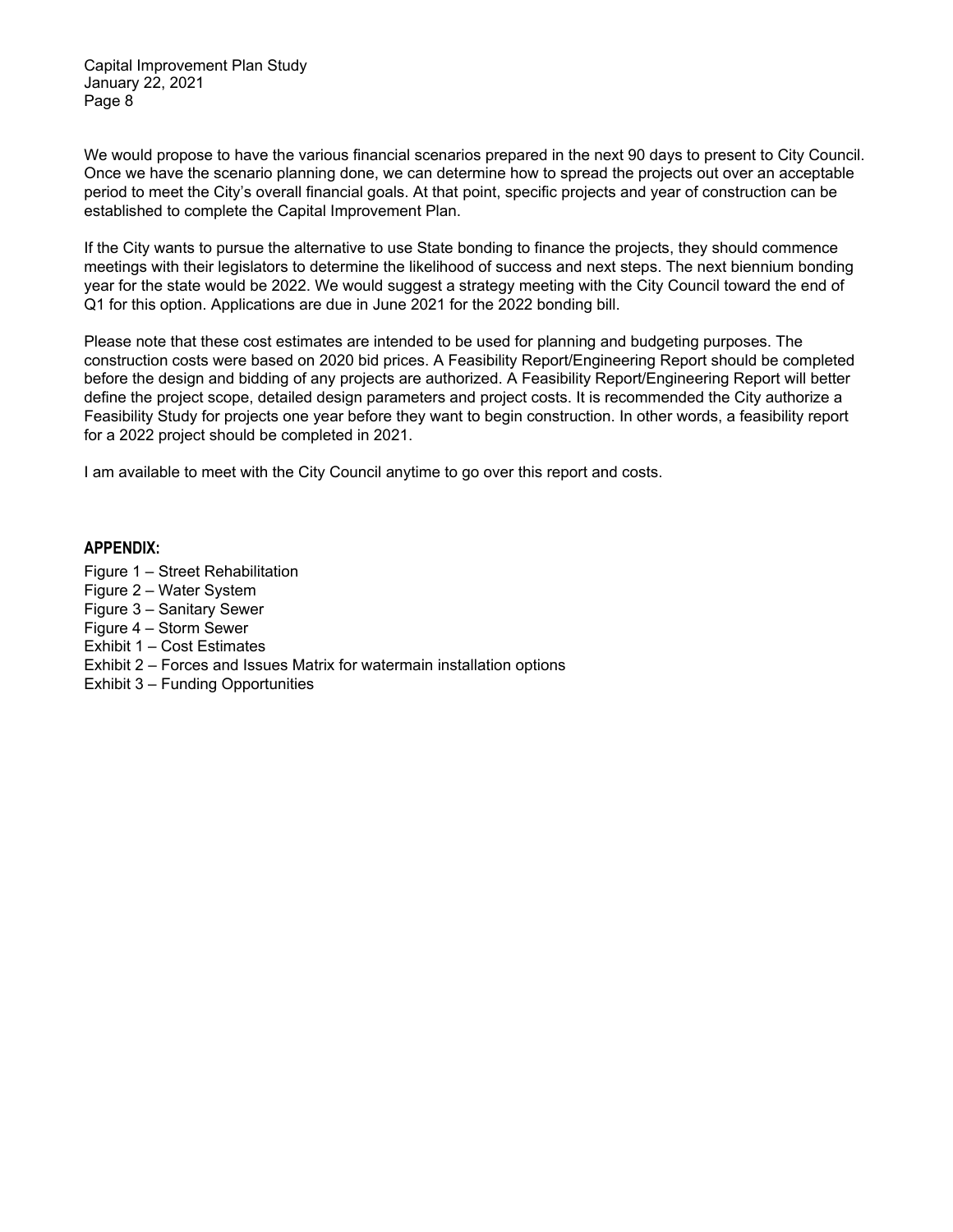We would propose to have the various financial scenarios prepared in the next 90 days to present to City Council. Once we have the scenario planning done, we can determine how to spread the projects out over an acceptable period to meet the City's overall financial goals. At that point, specific projects and year of construction can be established to complete the Capital Improvement Plan.

If the City wants to pursue the alternative to use State bonding to finance the projects, they should commence meetings with their legislators to determine the likelihood of success and next steps. The next biennium bonding year for the state would be 2022. We would suggest a strategy meeting with the City Council toward the end of Q1 for this option. Applications are due in June 2021 for the 2022 bonding bill.

Please note that these cost estimates are intended to be used for planning and budgeting purposes. The construction costs were based on 2020 bid prices. A Feasibility Report/Engineering Report should be completed before the design and bidding of any projects are authorized. A Feasibility Report/Engineering Report will better define the project scope, detailed design parameters and project costs. It is recommended the City authorize a Feasibility Study for projects one year before they want to begin construction. In other words, a feasibility report for a 2022 project should be completed in 2021.

I am available to meet with the City Council anytime to go over this report and costs.

## APPENDIX:

Figure 1 – Street Rehabilitation
Figure 2 – Water System
Figure 3 – Sanitary Sewer
Figure 4 – Storm Sewer
Exhibit 1 – Cost Estimates
Exhibit 2 – Forces and Issues Matrix for watermain installation options
Exhibit 3 – Funding Opportunities